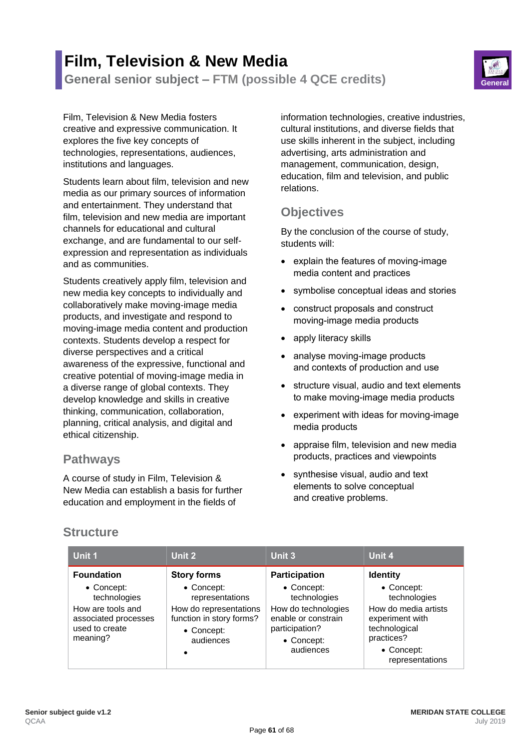# Film, Television & New Media

## General senior subject – FTM (possible 4 QCE credits)

Film, Television & New Media fosters creative and expressive communication. It explores the five key concepts of technologies, representations, audiences, institutions and languages.

Students learn about film, television and new media as our primary sources of information and entertainment. They understand that film, television and new media are important channels for educational and cultural exchange, and are fundamental to our self-expression and representation as individuals and as communities.

Students creatively apply film, television and new media key concepts to individually and collaboratively make moving-image media products, and investigate and respond to moving-image media content and production contexts. Students develop a respect for diverse perspectives and a critical awareness of the expressive, functional and creative potential of moving-image media in a diverse range of global contexts. They develop knowledge and skills in creative thinking, communication, collaboration, planning, critical analysis, and digital and ethical citizenship.

## Pathways

A course of study in Film, Television & New Media can establish a basis for further education and employment in the fields of information technologies, creative industries, cultural institutions, and diverse fields that use skills inherent in the subject, including advertising, arts administration and management, communication, design, education, film and television, and public relations.

## Objectives

By the conclusion of the course of study, students will:

- explain the features of moving-image media content and practices
- symbolise conceptual ideas and stories
- construct proposals and construct moving-image media products
- apply literacy skills
- analyse moving-image products and contexts of production and use
- structure visual, audio and text elements to make moving-image media products
- experiment with ideas for moving-image media products
- appraise film, television and new media products, practices and viewpoints
- synthesise visual, audio and text elements to solve conceptual and creative problems.

## Structure

| Unit 1 | Unit 2 | Unit 3 | Unit 4 |
|---|---|---|---|
| **Foundation**<br>• Concept: technologies<br>How are tools and associated processes used to create meaning? | **Story forms**<br>• Concept: representations<br>How do representations function in story forms?<br>• Concept: audiences<br>• | **Participation**<br>• Concept: technologies<br>How do technologies enable or constrain participation?<br>• Concept: audiences | **Identity**<br>• Concept: technologies<br>How do media artists experiment with technological practices?<br>• Concept: representations |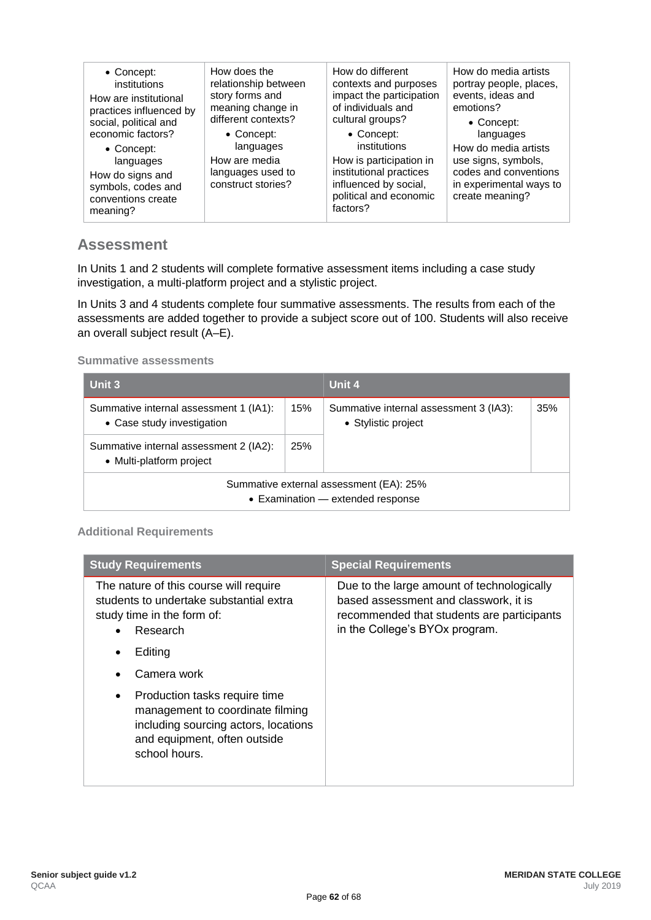| | | | |
|---|---|---|---|
| • Concept: institutions<br>How are institutional practices influenced by social, political and economic factors?<br>• Concept: languages<br>How do signs and symbols, codes and conventions create meaning? | How does the relationship between story forms and meaning change in different contexts?<br>• Concept: languages<br>How are media languages used to construct stories? | How do different contexts and purposes impact the participation of individuals and cultural groups?<br>• Concept: institutions<br>How is participation in institutional practices influenced by social, political and economic factors? | How do media artists portray people, places, events, ideas and emotions?<br>• Concept: languages<br>How do media artists use signs, symbols, codes and conventions in experimental ways to create meaning? |

## Assessment

In Units 1 and 2 students will complete formative assessment items including a case study investigation, a multi-platform project and a stylistic project.

In Units 3 and 4 students complete four summative assessments. The results from each of the assessments are added together to provide a subject score out of 100. Students will also receive an overall subject result (A–E).

### Summative assessments

| Unit 3 | | Unit 4 | |
|---|---|---|---|
| Summative internal assessment 1 (IA1):<br>• Case study investigation | 15% | Summative internal assessment 3 (IA3):<br>• Stylistic project | 35% |
| Summative internal assessment 2 (IA2):<br>• Multi-platform project | 25% | | |
| Summative external assessment (EA): 25%<br>• Examination — extended response | | | |

### Additional Requirements

| Study Requirements | Special Requirements |
|---|---|
| The nature of this course will require students to undertake substantial extra study time in the form of:<br>• Research<br>• Editing<br>• Camera work<br>• Production tasks require time management to coordinate filming including sourcing actors, locations and equipment, often outside school hours. | Due to the large amount of technologically based assessment and classwork, it is recommended that students are participants in the College's BYOx program. |